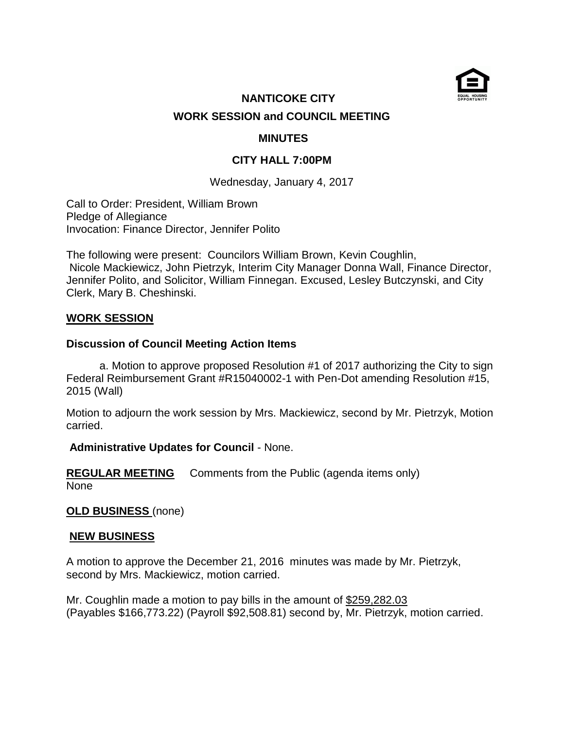# NANTICOKE CITY

## WORK SESSION and COUNCIL MEETING

### MINUTES

### CITY HALL 7:00PM

Wednesday, January 4, 2017

Call to Order: President, William Brown
Pledge of Allegiance
Invocation: Finance Director, Jennifer Polito

The following were present: Councilors William Brown, Kevin Coughlin, Nicole Mackiewicz, John Pietrzyk, Interim City Manager Donna Wall, Finance Director, Jennifer Polito, and Solicitor, William Finnegan. Excused, Lesley Butczynski, and City Clerk, Mary B. Cheshinski.

**WORK SESSION**

**Discussion of Council Meeting Action Items**

a. Motion to approve proposed Resolution #1 of 2017 authorizing the City to sign Federal Reimbursement Grant #R15040002-1 with Pen-Dot amending Resolution #15, 2015 (Wall)

Motion to adjourn the work session by Mrs. Mackiewicz, second by Mr. Pietrzyk, Motion carried.

**Administrative Updates for Council** - None.

**REGULAR MEETING** Comments from the Public (agenda items only)
None

**OLD BUSINESS** (none)

**NEW BUSINESS**

A motion to approve the December 21, 2016 minutes was made by Mr. Pietrzyk, second by Mrs. Mackiewicz, motion carried.

Mr. Coughlin made a motion to pay bills in the amount of $259,282.03 (Payables $166,773.22) (Payroll $92,508.81) second by, Mr. Pietrzyk, motion carried.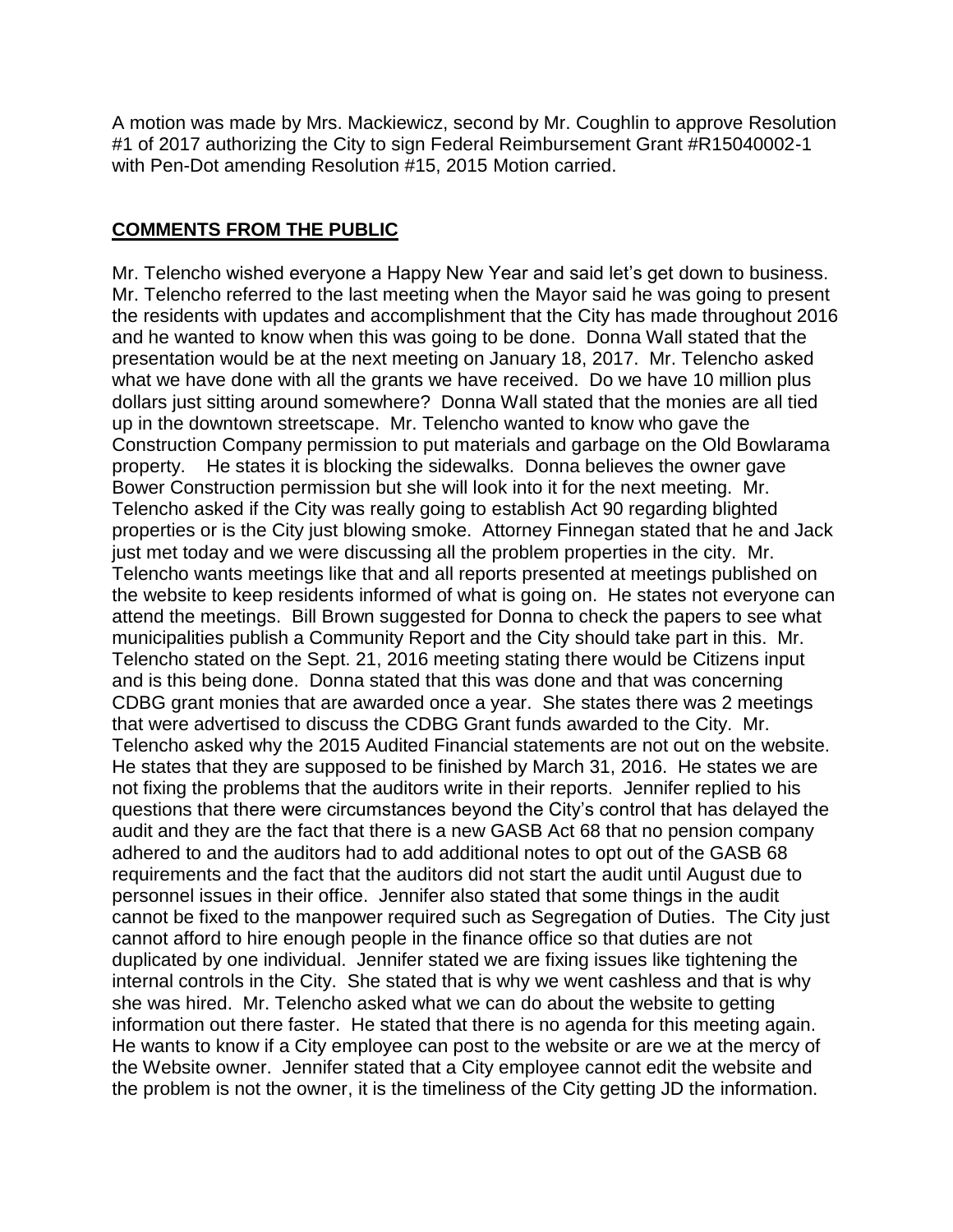A motion was made by Mrs. Mackiewicz, second by Mr. Coughlin to approve Resolution #1 of 2017 authorizing the City to sign Federal Reimbursement Grant #R15040002-1 with Pen-Dot amending Resolution #15, 2015 Motion carried.

## **COMMENTS FROM THE PUBLIC**

Mr. Telencho wished everyone a Happy New Year and said let's get down to business. Mr. Telencho referred to the last meeting when the Mayor said he was going to present the residents with updates and accomplishment that the City has made throughout 2016 and he wanted to know when this was going to be done. Donna Wall stated that the presentation would be at the next meeting on January 18, 2017. Mr. Telencho asked what we have done with all the grants we have received. Do we have 10 million plus dollars just sitting around somewhere? Donna Wall stated that the monies are all tied up in the downtown streetscape. Mr. Telencho wanted to know who gave the Construction Company permission to put materials and garbage on the Old Bowlarama property. He states it is blocking the sidewalks. Donna believes the owner gave Bower Construction permission but she will look into it for the next meeting. Mr. Telencho asked if the City was really going to establish Act 90 regarding blighted properties or is the City just blowing smoke. Attorney Finnegan stated that he and Jack just met today and we were discussing all the problem properties in the city. Mr. Telencho wants meetings like that and all reports presented at meetings published on the website to keep residents informed of what is going on. He states not everyone can attend the meetings. Bill Brown suggested for Donna to check the papers to see what municipalities publish a Community Report and the City should take part in this. Mr. Telencho stated on the Sept. 21, 2016 meeting stating there would be Citizens input and is this being done. Donna stated that this was done and that was concerning CDBG grant monies that are awarded once a year. She states there was 2 meetings that were advertised to discuss the CDBG Grant funds awarded to the City. Mr. Telencho asked why the 2015 Audited Financial statements are not out on the website. He states that they are supposed to be finished by March 31, 2016. He states we are not fixing the problems that the auditors write in their reports. Jennifer replied to his questions that there were circumstances beyond the City's control that has delayed the audit and they are the fact that there is a new GASB Act 68 that no pension company adhered to and the auditors had to add additional notes to opt out of the GASB 68 requirements and the fact that the auditors did not start the audit until August due to personnel issues in their office. Jennifer also stated that some things in the audit cannot be fixed to the manpower required such as Segregation of Duties. The City just cannot afford to hire enough people in the finance office so that duties are not duplicated by one individual. Jennifer stated we are fixing issues like tightening the internal controls in the City. She stated that is why we went cashless and that is why she was hired. Mr. Telencho asked what we can do about the website to getting information out there faster. He stated that there is no agenda for this meeting again. He wants to know if a City employee can post to the website or are we at the mercy of the Website owner. Jennifer stated that a City employee cannot edit the website and the problem is not the owner, it is the timeliness of the City getting JD the information.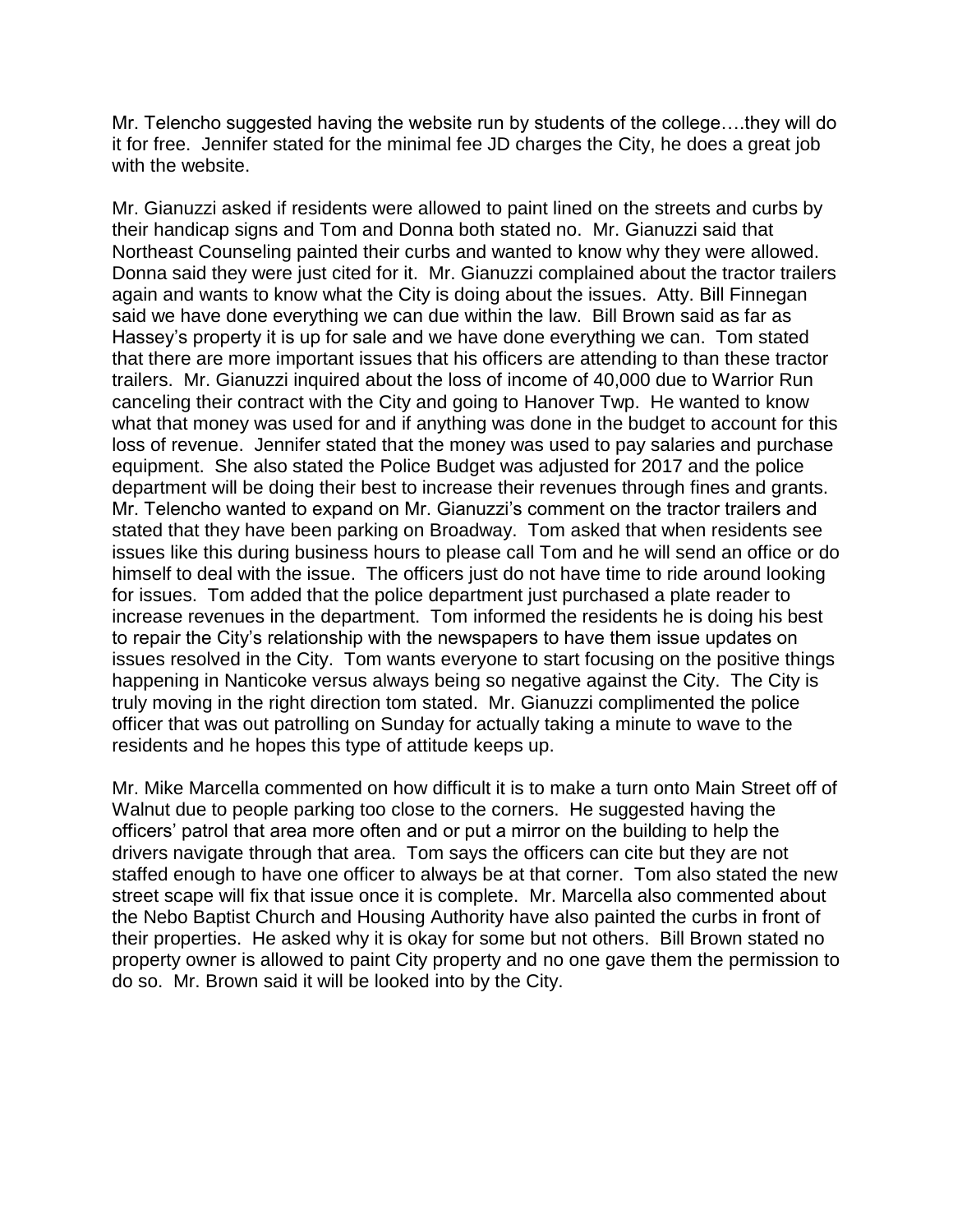Mr. Telencho suggested having the website run by students of the college….they will do it for free. Jennifer stated for the minimal fee JD charges the City, he does a great job with the website.

Mr. Gianuzzi asked if residents were allowed to paint lined on the streets and curbs by their handicap signs and Tom and Donna both stated no. Mr. Gianuzzi said that Northeast Counseling painted their curbs and wanted to know why they were allowed. Donna said they were just cited for it. Mr. Gianuzzi complained about the tractor trailers again and wants to know what the City is doing about the issues. Atty. Bill Finnegan said we have done everything we can due within the law. Bill Brown said as far as Hassey's property it is up for sale and we have done everything we can. Tom stated that there are more important issues that his officers are attending to than these tractor trailers. Mr. Gianuzzi inquired about the loss of income of 40,000 due to Warrior Run canceling their contract with the City and going to Hanover Twp. He wanted to know what that money was used for and if anything was done in the budget to account for this loss of revenue. Jennifer stated that the money was used to pay salaries and purchase equipment. She also stated the Police Budget was adjusted for 2017 and the police department will be doing their best to increase their revenues through fines and grants. Mr. Telencho wanted to expand on Mr. Gianuzzi's comment on the tractor trailers and stated that they have been parking on Broadway. Tom asked that when residents see issues like this during business hours to please call Tom and he will send an office or do himself to deal with the issue. The officers just do not have time to ride around looking for issues. Tom added that the police department just purchased a plate reader to increase revenues in the department. Tom informed the residents he is doing his best to repair the City's relationship with the newspapers to have them issue updates on issues resolved in the City. Tom wants everyone to start focusing on the positive things happening in Nanticoke versus always being so negative against the City. The City is truly moving in the right direction tom stated. Mr. Gianuzzi complimented the police officer that was out patrolling on Sunday for actually taking a minute to wave to the residents and he hopes this type of attitude keeps up.

Mr. Mike Marcella commented on how difficult it is to make a turn onto Main Street off of Walnut due to people parking too close to the corners. He suggested having the officers' patrol that area more often and or put a mirror on the building to help the drivers navigate through that area. Tom says the officers can cite but they are not staffed enough to have one officer to always be at that corner. Tom also stated the new street scape will fix that issue once it is complete. Mr. Marcella also commented about the Nebo Baptist Church and Housing Authority have also painted the curbs in front of their properties. He asked why it is okay for some but not others. Bill Brown stated no property owner is allowed to paint City property and no one gave them the permission to do so. Mr. Brown said it will be looked into by the City.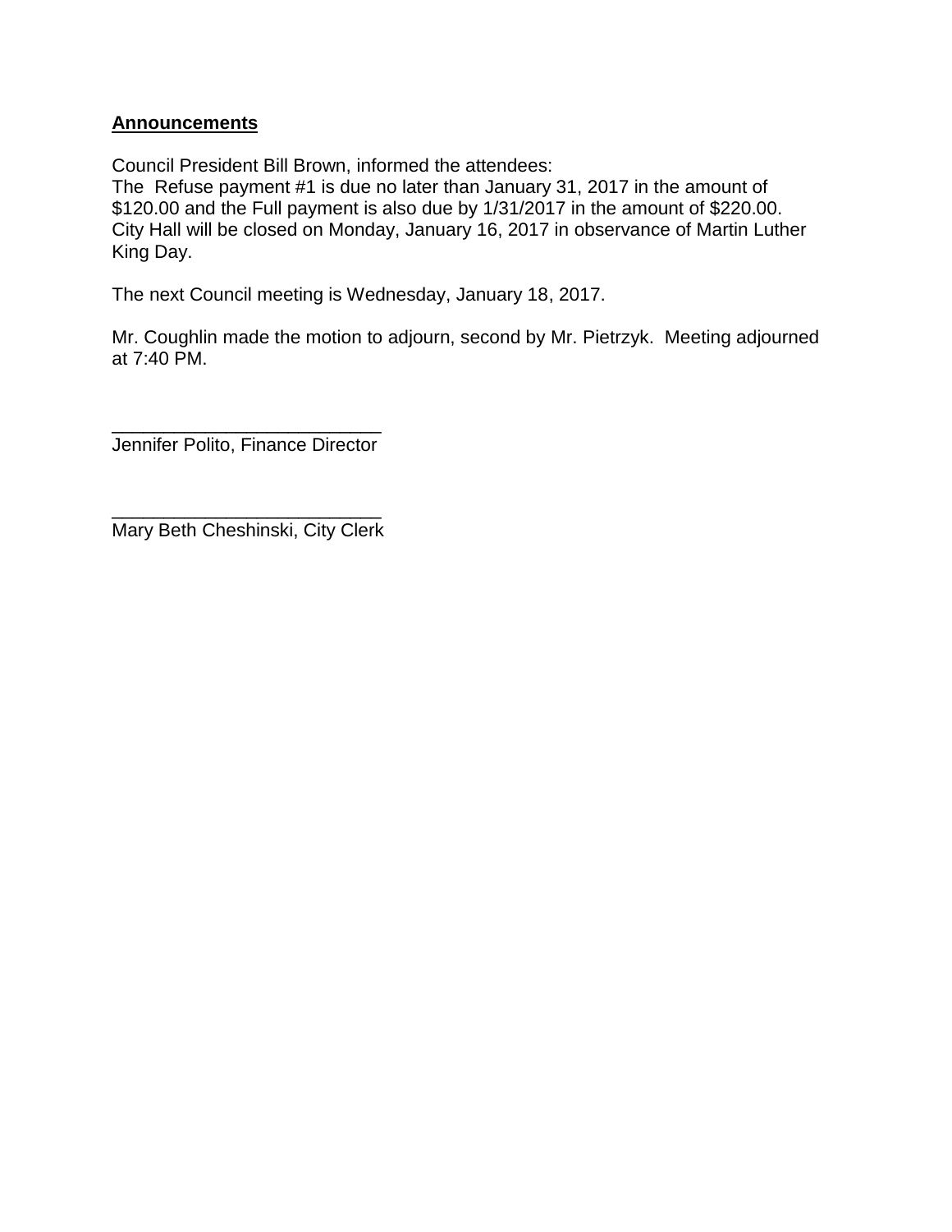**Announcements**

Council President Bill Brown, informed the attendees:
The Refuse payment #1 is due no later than January 31, 2017 in the amount of $120.00 and the Full payment is also due by 1/31/2017 in the amount of $220.00. City Hall will be closed on Monday, January 16, 2017 in observance of Martin Luther King Day.

The next Council meeting is Wednesday, January 18, 2017.

Mr. Coughlin made the motion to adjourn, second by Mr. Pietrzyk. Meeting adjourned at 7:40 PM.

\_\_\_\_\_\_\_\_\_\_\_\_\_\_\_\_\_\_\_\_\_\_\_\_\_\_
Jennifer Polito, Finance Director

\_\_\_\_\_\_\_\_\_\_\_\_\_\_\_\_\_\_\_\_\_\_\_\_\_\_
Mary Beth Cheshinski, City Clerk